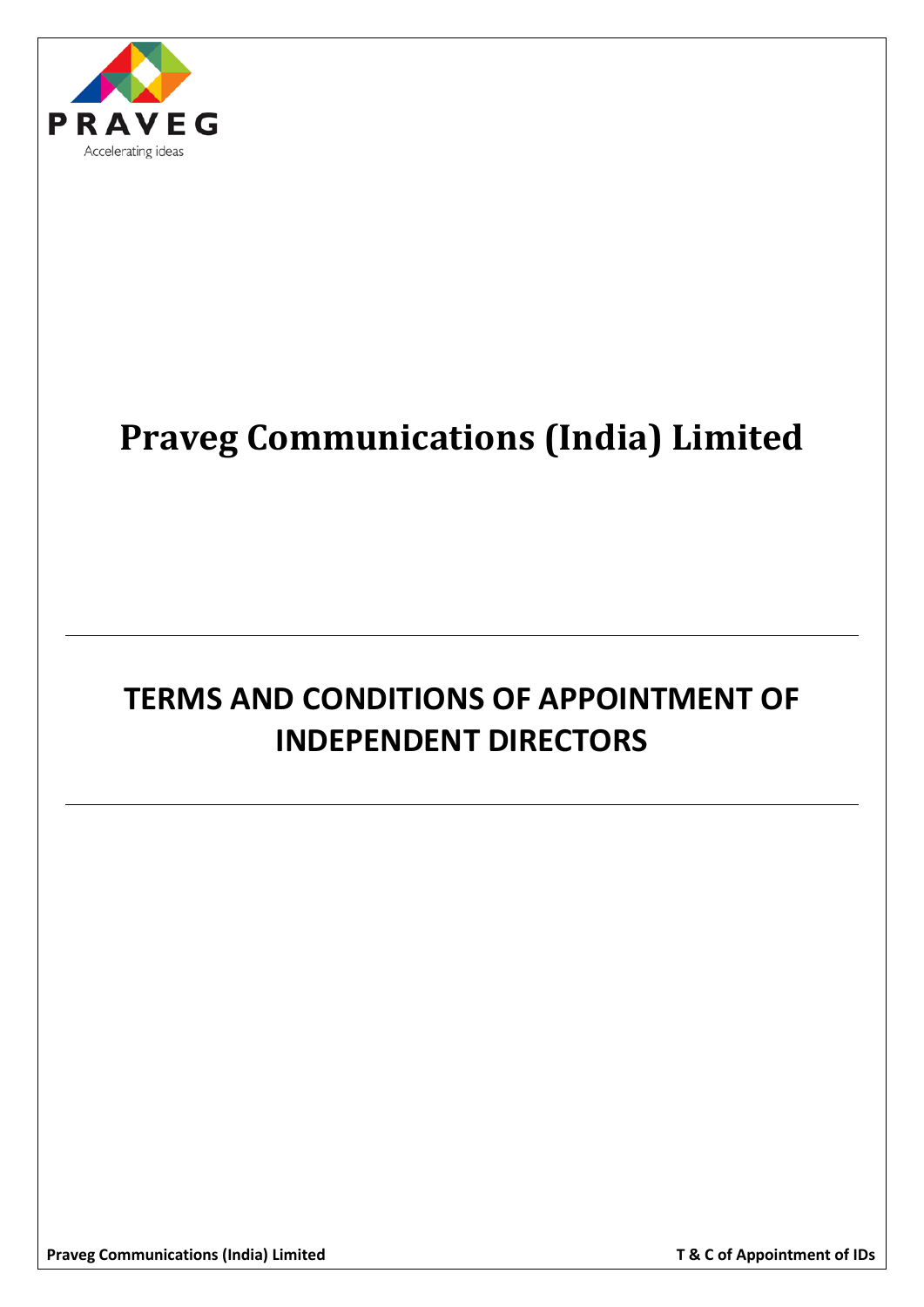PRAVEG

Accelerating ideas

# Praveg Communications (India) Limited

## TERMS AND CONDITIONS OF APPOINTMENT OF INDEPENDENT DIRECTORS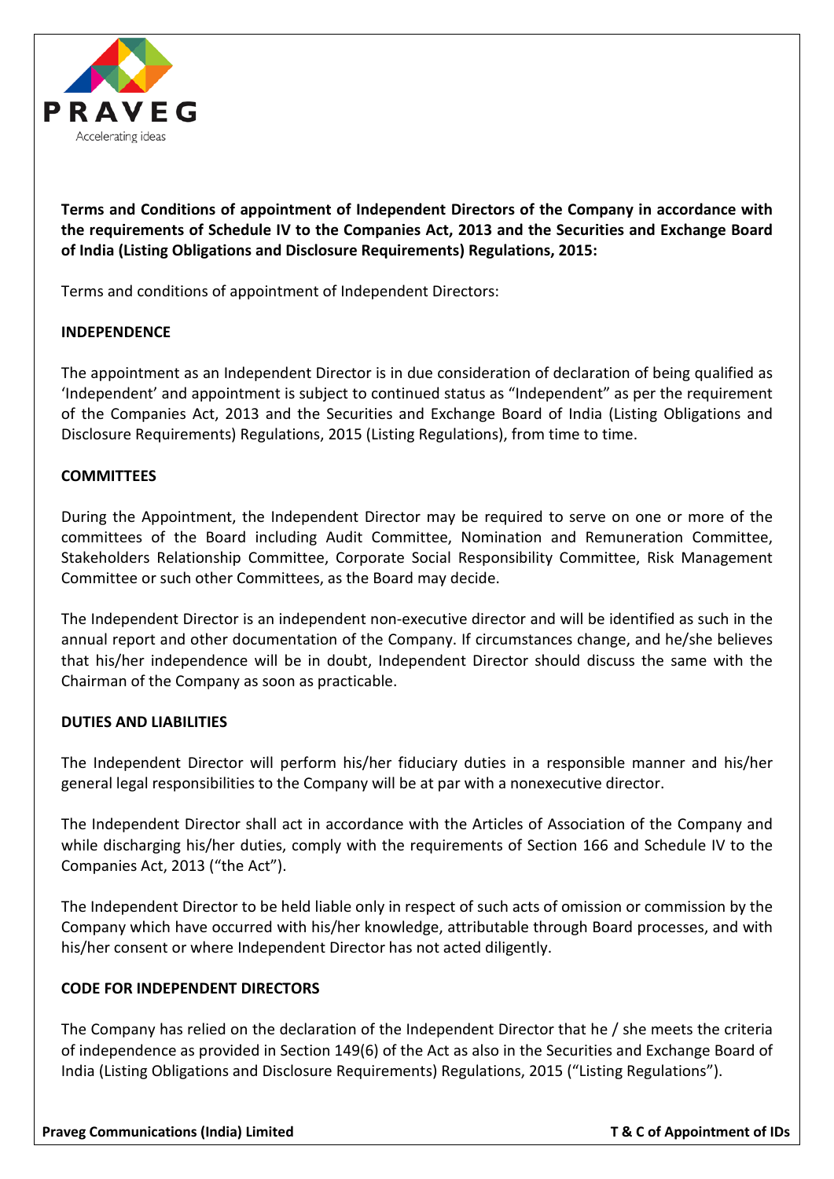**Terms and Conditions of appointment of Independent Directors of the Company in accordance with the requirements of Schedule IV to the Companies Act, 2013 and the Securities and Exchange Board of India (Listing Obligations and Disclosure Requirements) Regulations, 2015:**

Terms and conditions of appointment of Independent Directors:

**INDEPENDENCE**

The appointment as an Independent Director is in due consideration of declaration of being qualified as 'Independent' and appointment is subject to continued status as "Independent" as per the requirement of the Companies Act, 2013 and the Securities and Exchange Board of India (Listing Obligations and Disclosure Requirements) Regulations, 2015 (Listing Regulations), from time to time.

**COMMITTEES**

During the Appointment, the Independent Director may be required to serve on one or more of the committees of the Board including Audit Committee, Nomination and Remuneration Committee, Stakeholders Relationship Committee, Corporate Social Responsibility Committee, Risk Management Committee or such other Committees, as the Board may decide.

The Independent Director is an independent non-executive director and will be identified as such in the annual report and other documentation of the Company. If circumstances change, and he/she believes that his/her independence will be in doubt, Independent Director should discuss the same with the Chairman of the Company as soon as practicable.

**DUTIES AND LIABILITIES**

The Independent Director will perform his/her fiduciary duties in a responsible manner and his/her general legal responsibilities to the Company will be at par with a nonexecutive director.

The Independent Director shall act in accordance with the Articles of Association of the Company and while discharging his/her duties, comply with the requirements of Section 166 and Schedule IV to the Companies Act, 2013 ("the Act").

The Independent Director to be held liable only in respect of such acts of omission or commission by the Company which have occurred with his/her knowledge, attributable through Board processes, and with his/her consent or where Independent Director has not acted diligently.

**CODE FOR INDEPENDENT DIRECTORS**

The Company has relied on the declaration of the Independent Director that he / she meets the criteria of independence as provided in Section 149(6) of the Act as also in the Securities and Exchange Board of India (Listing Obligations and Disclosure Requirements) Regulations, 2015 ("Listing Regulations").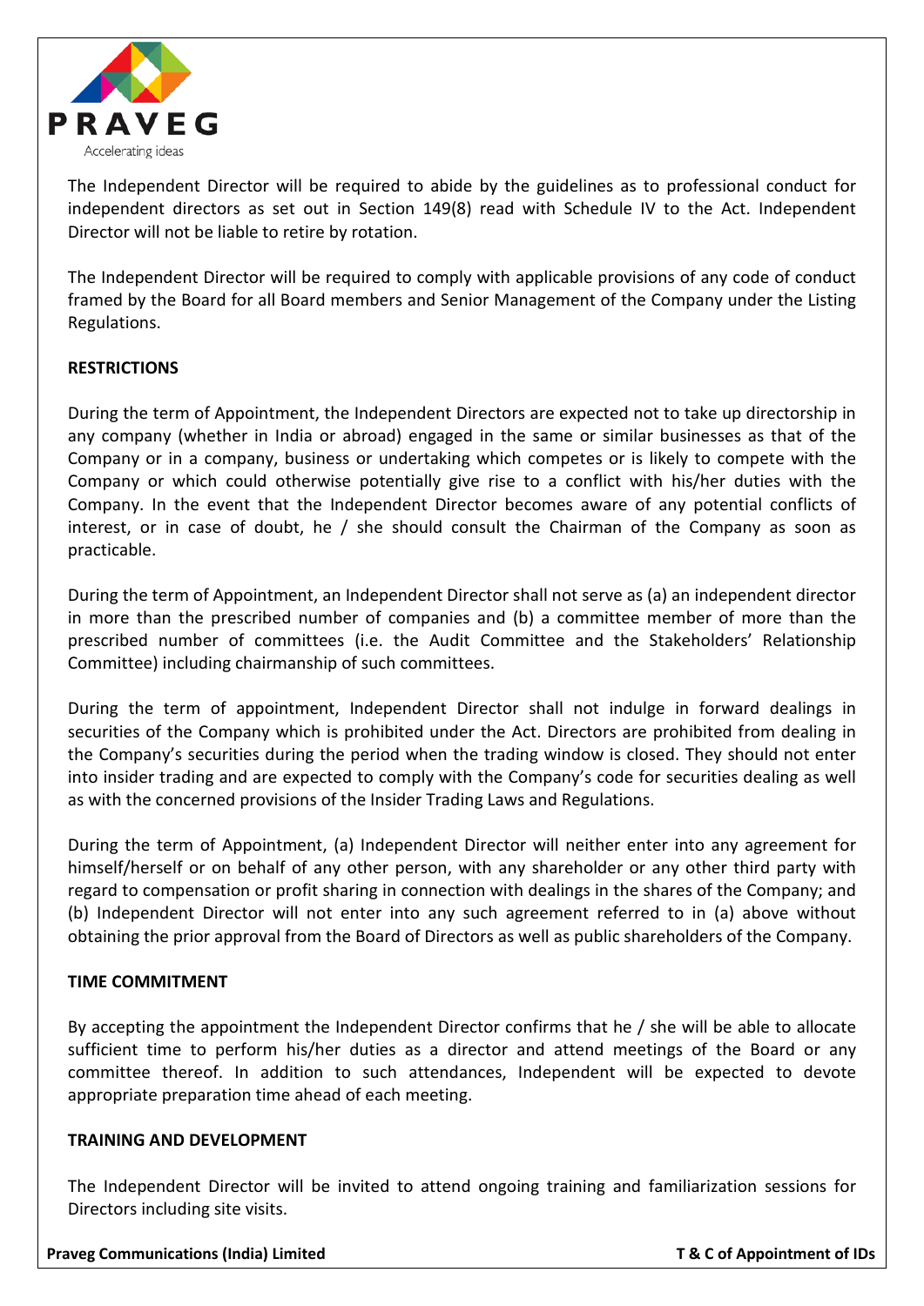The Independent Director will be required to abide by the guidelines as to professional conduct for independent directors as set out in Section 149(8) read with Schedule IV to the Act. Independent Director will not be liable to retire by rotation.

The Independent Director will be required to comply with applicable provisions of any code of conduct framed by the Board for all Board members and Senior Management of the Company under the Listing Regulations.

**RESTRICTIONS**

During the term of Appointment, the Independent Directors are expected not to take up directorship in any company (whether in India or abroad) engaged in the same or similar businesses as that of the Company or in a company, business or undertaking which competes or is likely to compete with the Company or which could otherwise potentially give rise to a conflict with his/her duties with the Company. In the event that the Independent Director becomes aware of any potential conflicts of interest, or in case of doubt, he / she should consult the Chairman of the Company as soon as practicable.

During the term of Appointment, an Independent Director shall not serve as (a) an independent director in more than the prescribed number of companies and (b) a committee member of more than the prescribed number of committees (i.e. the Audit Committee and the Stakeholders' Relationship Committee) including chairmanship of such committees.

During the term of appointment, Independent Director shall not indulge in forward dealings in securities of the Company which is prohibited under the Act. Directors are prohibited from dealing in the Company's securities during the period when the trading window is closed. They should not enter into insider trading and are expected to comply with the Company's code for securities dealing as well as with the concerned provisions of the Insider Trading Laws and Regulations.

During the term of Appointment, (a) Independent Director will neither enter into any agreement for himself/herself or on behalf of any other person, with any shareholder or any other third party with regard to compensation or profit sharing in connection with dealings in the shares of the Company; and (b) Independent Director will not enter into any such agreement referred to in (a) above without obtaining the prior approval from the Board of Directors as well as public shareholders of the Company.

**TIME COMMITMENT**

By accepting the appointment the Independent Director confirms that he / she will be able to allocate sufficient time to perform his/her duties as a director and attend meetings of the Board or any committee thereof. In addition to such attendances, Independent will be expected to devote appropriate preparation time ahead of each meeting.

**TRAINING AND DEVELOPMENT**

The Independent Director will be invited to attend ongoing training and familiarization sessions for Directors including site visits.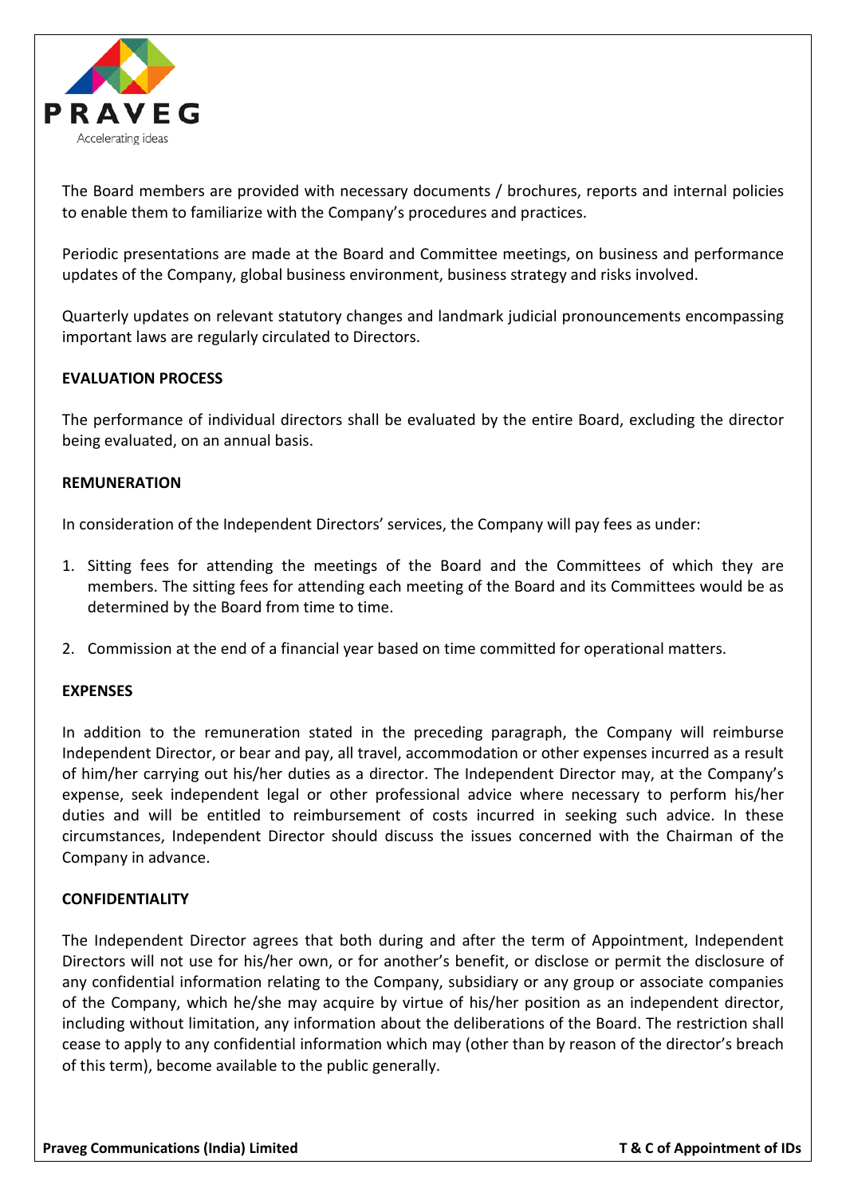The Board members are provided with necessary documents / brochures, reports and internal policies to enable them to familiarize with the Company's procedures and practices.

Periodic presentations are made at the Board and Committee meetings, on business and performance updates of the Company, global business environment, business strategy and risks involved.

Quarterly updates on relevant statutory changes and landmark judicial pronouncements encompassing important laws are regularly circulated to Directors.

**EVALUATION PROCESS**

The performance of individual directors shall be evaluated by the entire Board, excluding the director being evaluated, on an annual basis.

**REMUNERATION**

In consideration of the Independent Directors' services, the Company will pay fees as under:

1. Sitting fees for attending the meetings of the Board and the Committees of which they are members. The sitting fees for attending each meeting of the Board and its Committees would be as determined by the Board from time to time.

2. Commission at the end of a financial year based on time committed for operational matters.

**EXPENSES**

In addition to the remuneration stated in the preceding paragraph, the Company will reimburse Independent Director, or bear and pay, all travel, accommodation or other expenses incurred as a result of him/her carrying out his/her duties as a director. The Independent Director may, at the Company's expense, seek independent legal or other professional advice where necessary to perform his/her duties and will be entitled to reimbursement of costs incurred in seeking such advice. In these circumstances, Independent Director should discuss the issues concerned with the Chairman of the Company in advance.

**CONFIDENTIALITY**

The Independent Director agrees that both during and after the term of Appointment, Independent Directors will not use for his/her own, or for another's benefit, or disclose or permit the disclosure of any confidential information relating to the Company, subsidiary or any group or associate companies of the Company, which he/she may acquire by virtue of his/her position as an independent director, including without limitation, any information about the deliberations of the Board. The restriction shall cease to apply to any confidential information which may (other than by reason of the director's breach of this term), become available to the public generally.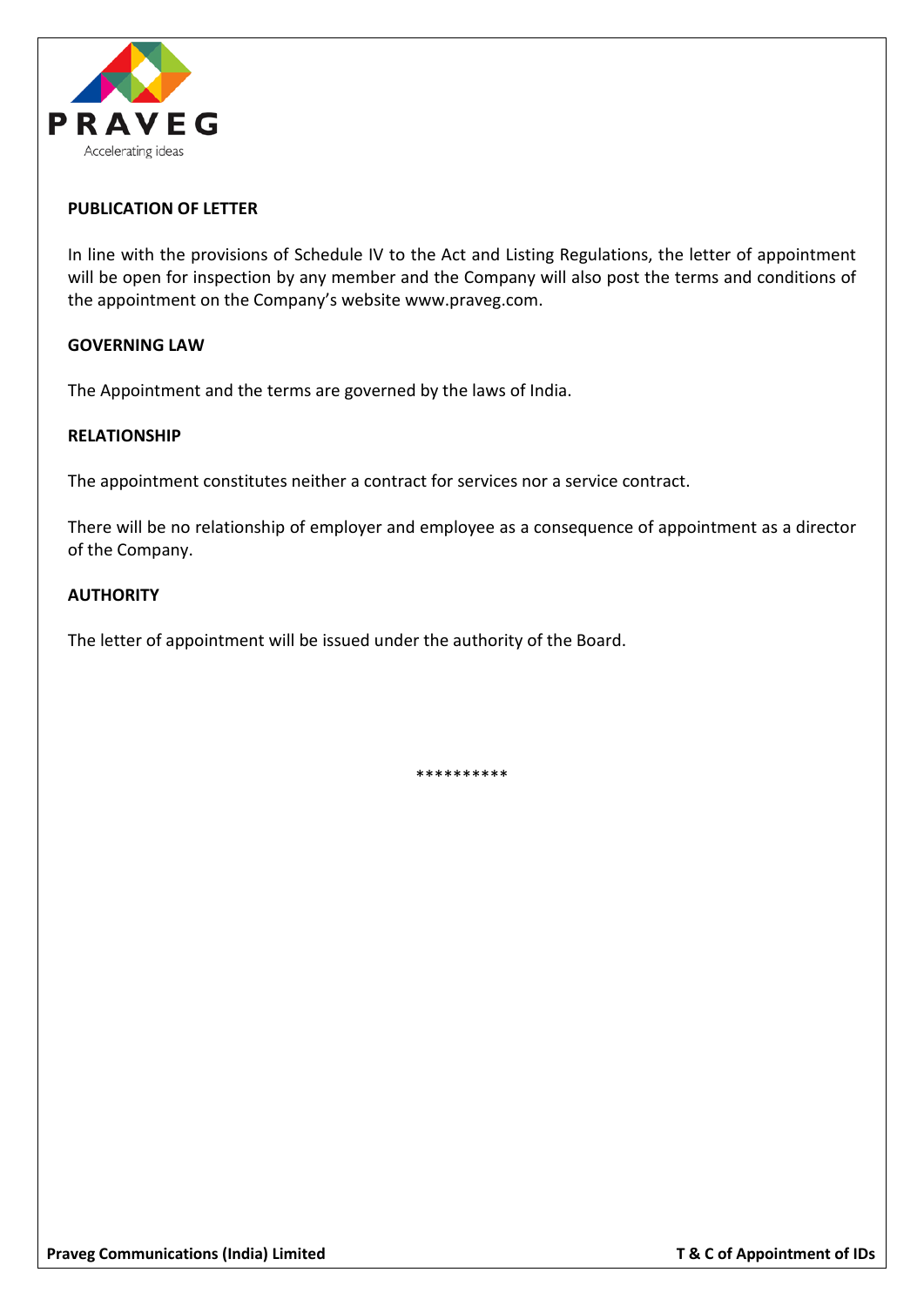## PUBLICATION OF LETTER

In line with the provisions of Schedule IV to the Act and Listing Regulations, the letter of appointment will be open for inspection by any member and the Company will also post the terms and conditions of the appointment on the Company's website www.praveg.com.

## GOVERNING LAW

The Appointment and the terms are governed by the laws of India.

## RELATIONSHIP

The appointment constitutes neither a contract for services nor a service contract.

There will be no relationship of employer and employee as a consequence of appointment as a director of the Company.

## AUTHORITY

The letter of appointment will be issued under the authority of the Board.

**********